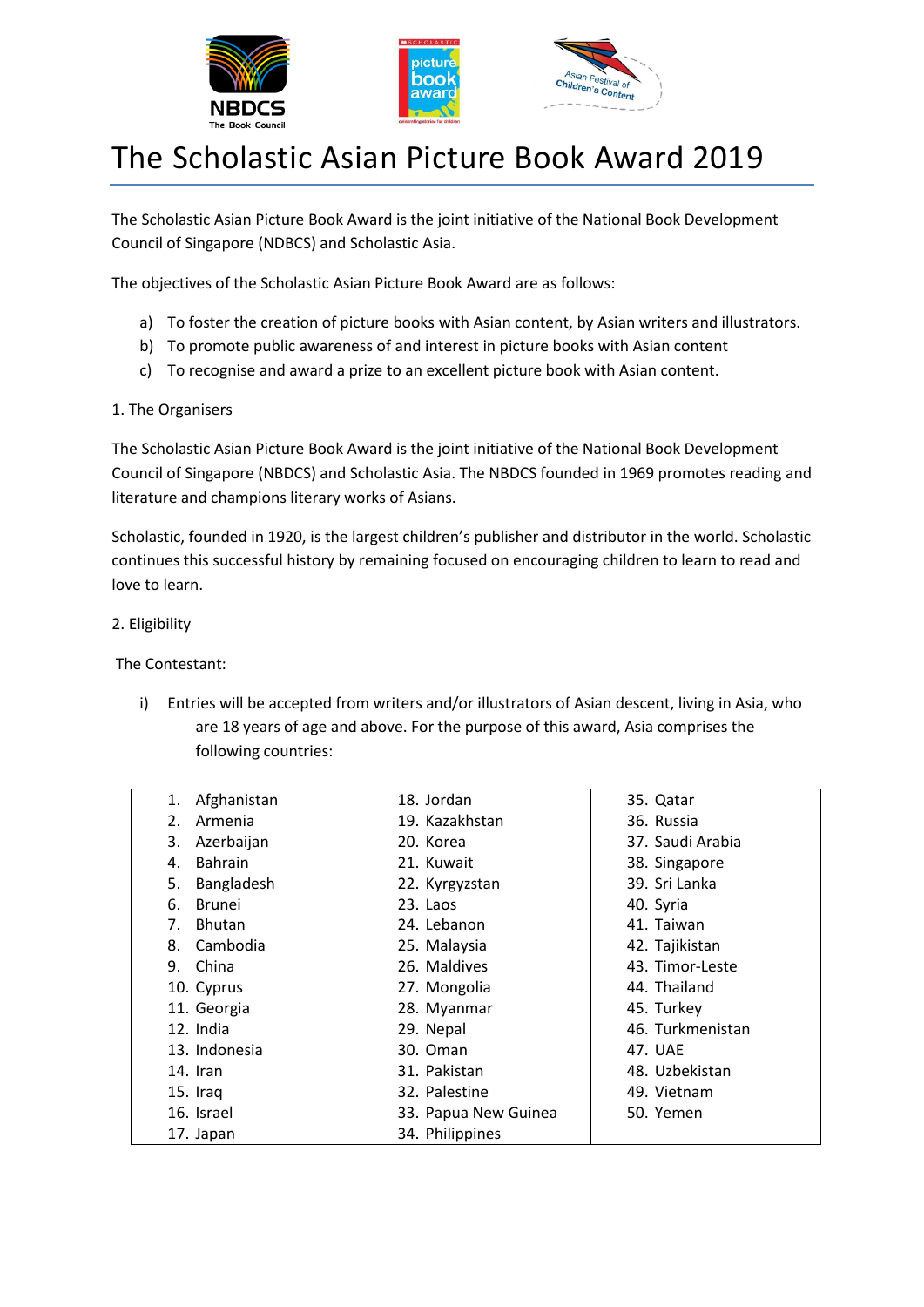# The Scholastic Asian Picture Book Award 2019

The Scholastic Asian Picture Book Award is the joint initiative of the National Book Development Council of Singapore (NBDCS) and Scholastic Asia.

The objectives of the Scholastic Asian Picture Book Award are as follows:

a) To foster the creation of picture books with Asian content, by Asian writers and illustrators.
b) To promote public awareness of and interest in picture books with Asian content
c) To recognise and award a prize to an excellent picture book with Asian content.

1. The Organisers

The Scholastic Asian Picture Book Award is the joint initiative of the National Book Development Council of Singapore (NBDCS) and Scholastic Asia. The NBDCS founded in 1969 promotes reading and literature and champions literary works of Asians.

Scholastic, founded in 1920, is the largest children's publisher and distributor in the world. Scholastic continues this successful history by remaining focused on encouraging children to learn to read and love to learn.

2. Eligibility

The Contestant:

i) Entries will be accepted from writers and/or illustrators of Asian descent, living in Asia, who are 18 years of age and above. For the purpose of this award, Asia comprises the following countries:

| | | |
|---|---|---|
| 1. Afghanistan | 18. Jordan | 35. Qatar |
| 2. Armenia | 19. Kazakhstan | 36. Russia |
| 3. Azerbaijan | 20. Korea | 37. Saudi Arabia |
| 4. Bahrain | 21. Kuwait | 38. Singapore |
| 5. Bangladesh | 22. Kyrgyzstan | 39. Sri Lanka |
| 6. Brunei | 23. Laos | 40. Syria |
| 7. Bhutan | 24. Lebanon | 41. Taiwan |
| 8. Cambodia | 25. Malaysia | 42. Tajikistan |
| 9. China | 26. Maldives | 43. Timor-Leste |
| 10. Cyprus | 27. Mongolia | 44. Thailand |
| 11. Georgia | 28. Myanmar | 45. Turkey |
| 12. India | 29. Nepal | 46. Turkmenistan |
| 13. Indonesia | 30. Oman | 47. UAE |
| 14. Iran | 31. Pakistan | 48. Uzbekistan |
| 15. Iraq | 32. Palestine | 49. Vietnam |
| 16. Israel | 33. Papua New Guinea | 50. Yemen |
| 17. Japan | 34. Philippines | |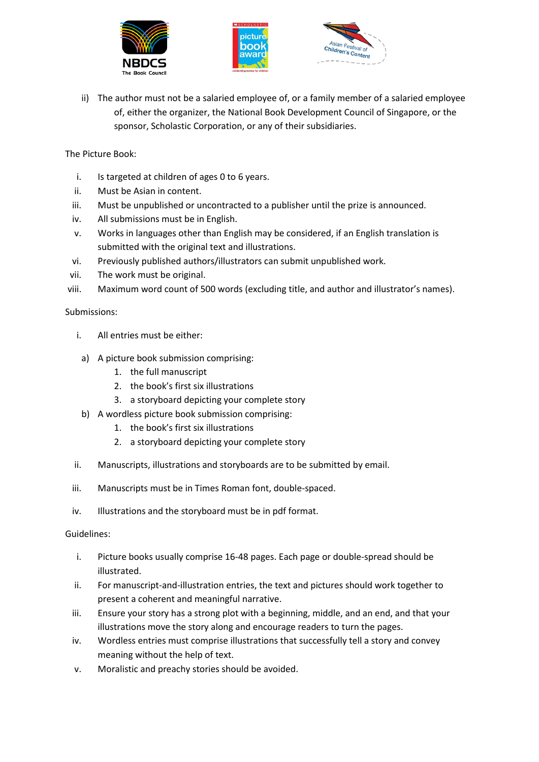ii) The author must not be a salaried employee of, or a family member of a salaried employee of, either the organizer, the National Book Development Council of Singapore, or the sponsor, Scholastic Corporation, or any of their subsidiaries.

The Picture Book:

i. Is targeted at children of ages 0 to 6 years.
ii. Must be Asian in content.
iii. Must be unpublished or uncontracted to a publisher until the prize is announced.
iv. All submissions must be in English.
v. Works in languages other than English may be considered, if an English translation is submitted with the original text and illustrations.
vi. Previously published authors/illustrators can submit unpublished work.
vii. The work must be original.
viii. Maximum word count of 500 words (excluding title, and author and illustrator's names).

Submissions:

i. All entries must be either:

a) A picture book submission comprising:
   1. the full manuscript
   2. the book's first six illustrations
   3. a storyboard depicting your complete story

b) A wordless picture book submission comprising:
   1. the book's first six illustrations
   2. a storyboard depicting your complete story

ii. Manuscripts, illustrations and storyboards are to be submitted by email.

iii. Manuscripts must be in Times Roman font, double-spaced.

iv. Illustrations and the storyboard must be in pdf format.

Guidelines:

i. Picture books usually comprise 16-48 pages. Each page or double-spread should be illustrated.
ii. For manuscript-and-illustration entries, the text and pictures should work together to present a coherent and meaningful narrative.
iii. Ensure your story has a strong plot with a beginning, middle, and an end, and that your illustrations move the story along and encourage readers to turn the pages.
iv. Wordless entries must comprise illustrations that successfully tell a story and convey meaning without the help of text.
v. Moralistic and preachy stories should be avoided.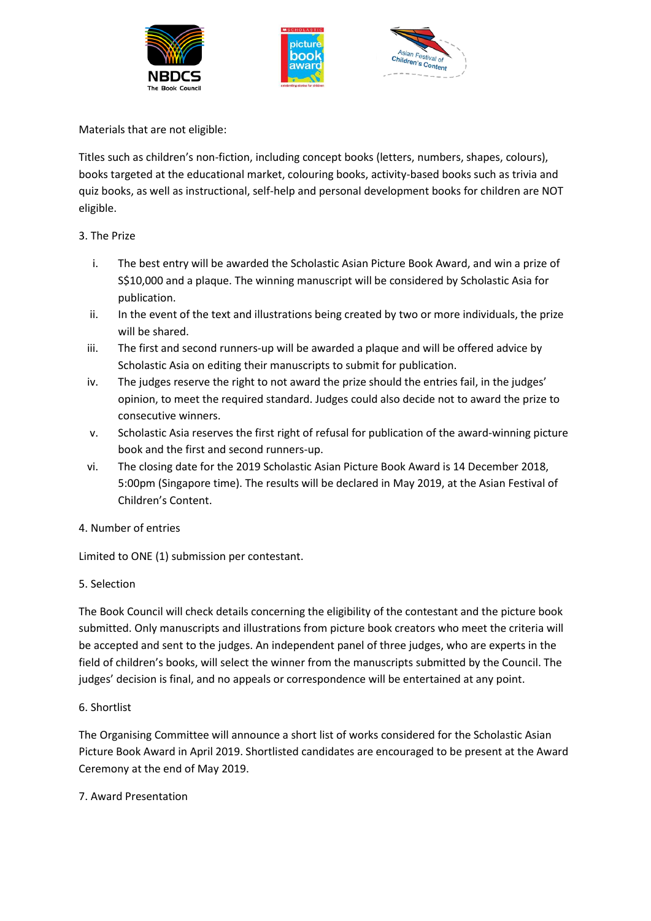Materials that are not eligible:

Titles such as children's non-fiction, including concept books (letters, numbers, shapes, colours), books targeted at the educational market, colouring books, activity-based books such as trivia and quiz books, as well as instructional, self-help and personal development books for children are NOT eligible.

3. The Prize

i. The best entry will be awarded the Scholastic Asian Picture Book Award, and win a prize of S$10,000 and a plaque. The winning manuscript will be considered by Scholastic Asia for publication.
ii. In the event of the text and illustrations being created by two or more individuals, the prize will be shared.
iii. The first and second runners-up will be awarded a plaque and will be offered advice by Scholastic Asia on editing their manuscripts to submit for publication.
iv. The judges reserve the right to not award the prize should the entries fail, in the judges' opinion, to meet the required standard. Judges could also decide not to award the prize to consecutive winners.
v. Scholastic Asia reserves the first right of refusal for publication of the award-winning picture book and the first and second runners-up.
vi. The closing date for the 2019 Scholastic Asian Picture Book Award is 14 December 2018, 5:00pm (Singapore time). The results will be declared in May 2019, at the Asian Festival of Children's Content.

4. Number of entries

Limited to ONE (1) submission per contestant.

5. Selection

The Book Council will check details concerning the eligibility of the contestant and the picture book submitted. Only manuscripts and illustrations from picture book creators who meet the criteria will be accepted and sent to the judges. An independent panel of three judges, who are experts in the field of children's books, will select the winner from the manuscripts submitted by the Council. The judges' decision is final, and no appeals or correspondence will be entertained at any point.

6. Shortlist

The Organising Committee will announce a short list of works considered for the Scholastic Asian Picture Book Award in April 2019. Shortlisted candidates are encouraged to be present at the Award Ceremony at the end of May 2019.

7. Award Presentation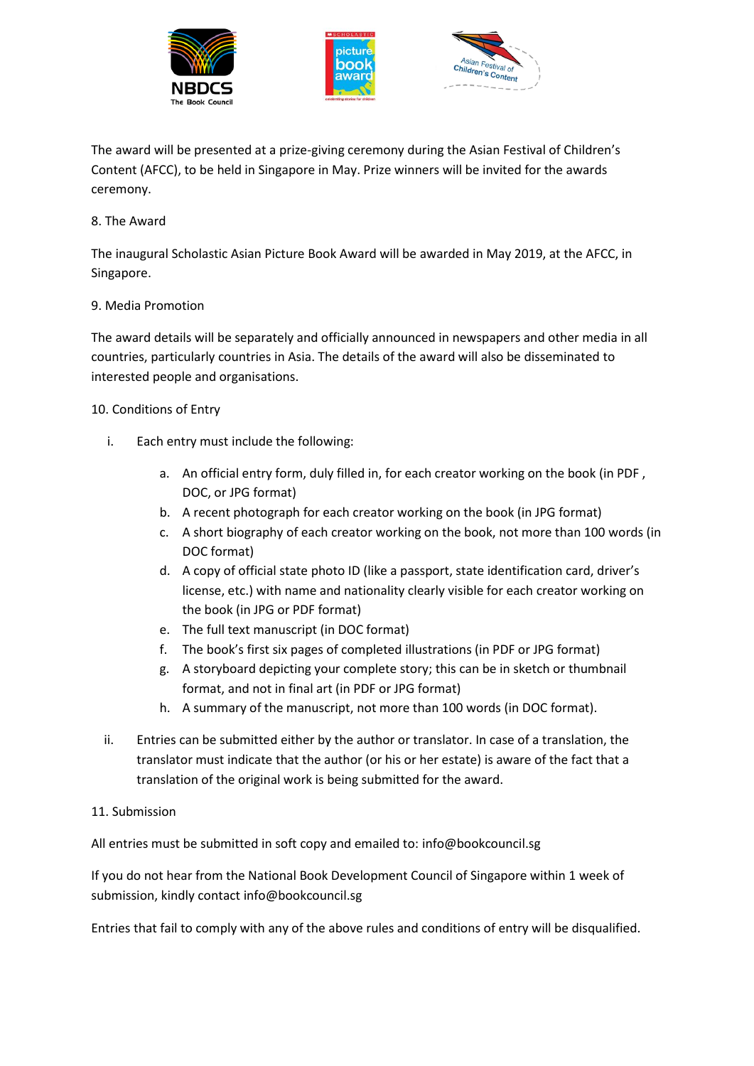The award will be presented at a prize-giving ceremony during the Asian Festival of Children's Content (AFCC), to be held in Singapore in May. Prize winners will be invited for the awards ceremony.

8. The Award

The inaugural Scholastic Asian Picture Book Award will be awarded in May 2019, at the AFCC, in Singapore.

9. Media Promotion

The award details will be separately and officially announced in newspapers and other media in all countries, particularly countries in Asia. The details of the award will also be disseminated to interested people and organisations.

10. Conditions of Entry

i. Each entry must include the following:

   a. An official entry form, duly filled in, for each creator working on the book (in PDF , DOC, or JPG format)
   b. A recent photograph for each creator working on the book (in JPG format)
   c. A short biography of each creator working on the book, not more than 100 words (in DOC format)
   d. A copy of official state photo ID (like a passport, state identification card, driver's license, etc.) with name and nationality clearly visible for each creator working on the book (in JPG or PDF format)
   e. The full text manuscript (in DOC format)
   f. The book's first six pages of completed illustrations (in PDF or JPG format)
   g. A storyboard depicting your complete story; this can be in sketch or thumbnail format, and not in final art (in PDF or JPG format)
   h. A summary of the manuscript, not more than 100 words (in DOC format).

ii. Entries can be submitted either by the author or translator. In case of a translation, the translator must indicate that the author (or his or her estate) is aware of the fact that a translation of the original work is being submitted for the award.

11. Submission

All entries must be submitted in soft copy and emailed to: info@bookcouncil.sg

If you do not hear from the National Book Development Council of Singapore within 1 week of submission, kindly contact info@bookcouncil.sg

Entries that fail to comply with any of the above rules and conditions of entry will be disqualified.